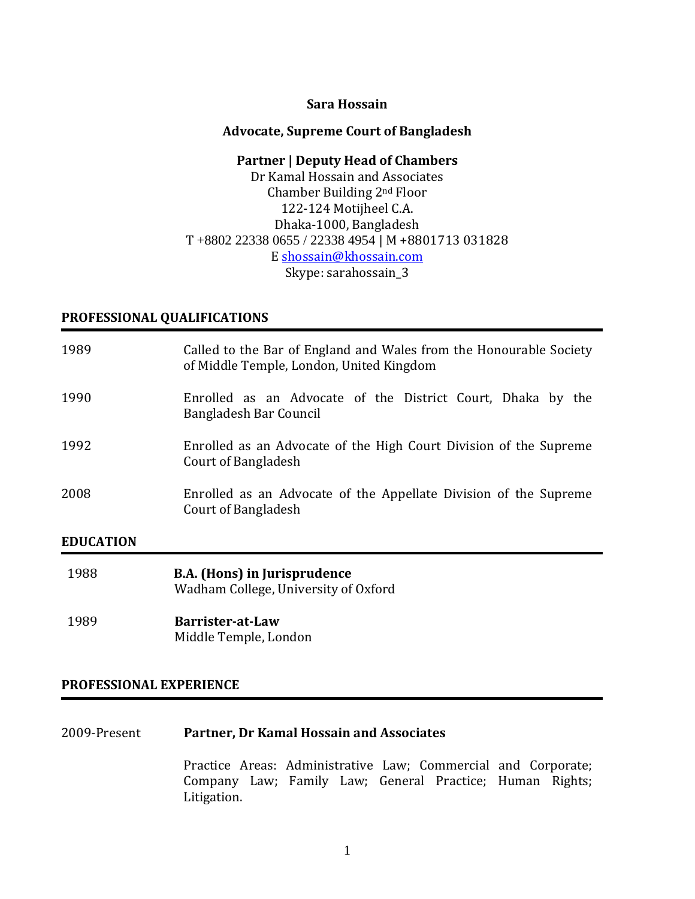# Sara Hossain

**Advocate, Supreme Court of Bangladesh**

**Partner | Deputy Head of Chambers**
Dr Kamal Hossain and Associates
Chamber Building 2nd Floor
122-124 Motijheel C.A.
Dhaka-1000, Bangladesh
T +8802 22338 0655 / 22338 4954 | M +8801713 031828
E shossain@khossain.com
Skype: sarahossain_3

## PROFESSIONAL QUALIFICATIONS

| | |
|---|---|
| 1989 | Called to the Bar of England and Wales from the Honourable Society of Middle Temple, London, United Kingdom |
| 1990 | Enrolled as an Advocate of the District Court, Dhaka by the Bangladesh Bar Council |
| 1992 | Enrolled as an Advocate of the High Court Division of the Supreme Court of Bangladesh |
| 2008 | Enrolled as an Advocate of the Appellate Division of the Supreme Court of Bangladesh |

## EDUCATION

| | |
|---|---|
| 1988 | **B.A. (Hons) in Jurisprudence**<br>Wadham College, University of Oxford |
| 1989 | **Barrister-at-Law**<br>Middle Temple, London |

## PROFESSIONAL EXPERIENCE

**2009-Present — Partner, Dr Kamal Hossain and Associates**

Practice Areas: Administrative Law; Commercial and Corporate; Company Law; Family Law; General Practice; Human Rights; Litigation.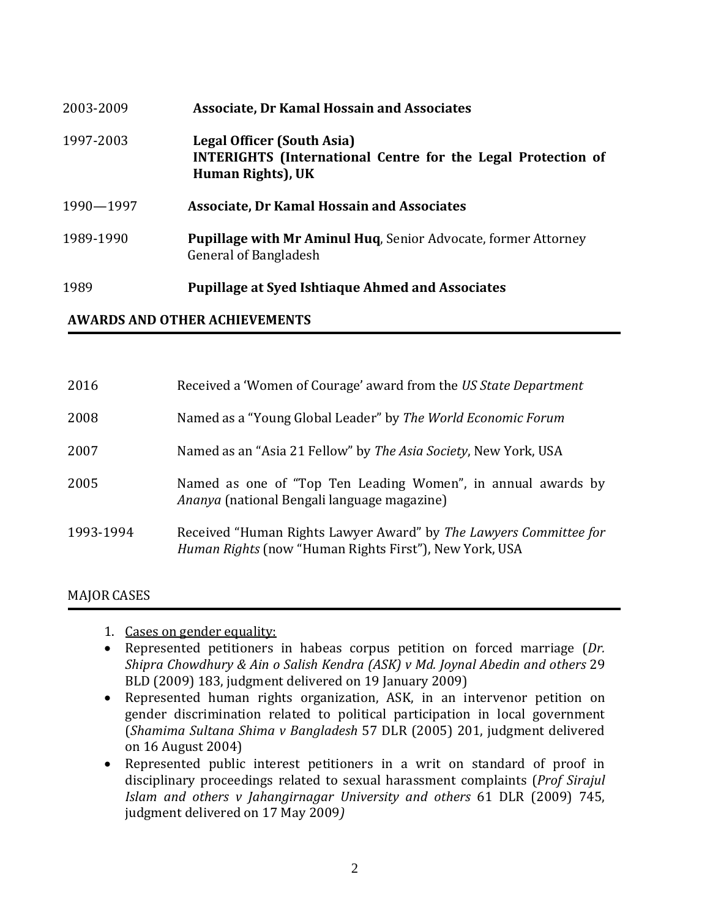2003-2009 **Associate, Dr Kamal Hossain and Associates**

1997-2003 **Legal Officer (South Asia)**
**INTERIGHTS (International Centre for the Legal Protection of Human Rights), UK**

1990—1997 **Associate, Dr Kamal Hossain and Associates**

1989-1990 **Pupillage with Mr Aminul Huq**, Senior Advocate, former Attorney General of Bangladesh

1989 **Pupillage at Syed Ishtiaque Ahmed and Associates**

## AWARDS AND OTHER ACHIEVEMENTS

| | |
|---|---|
| 2016 | Received a 'Women of Courage' award from the *US State Department* |
| 2008 | Named as a "Young Global Leader" by *The World Economic Forum* |
| 2007 | Named as an "Asia 21 Fellow" by *The Asia Society*, New York, USA |
| 2005 | Named as one of "Top Ten Leading Women", in annual awards by *Ananya* (national Bengali language magazine) |
| 1993-1994 | Received "Human Rights Lawyer Award" by *The Lawyers Committee for Human Rights* (now "Human Rights First"), New York, USA |

## MAJOR CASES

1. Cases on gender equality:

- Represented petitioners in habeas corpus petition on forced marriage (*Dr. Shipra Chowdhury & Ain o Salish Kendra (ASK) v Md. Joynal Abedin and others* 29 BLD (2009) 183, judgment delivered on 19 January 2009)
- Represented human rights organization, ASK, in an intervenor petition on gender discrimination related to political participation in local government (*Shamima Sultana Shima v Bangladesh* 57 DLR (2005) 201, judgment delivered on 16 August 2004)
- Represented public interest petitioners in a writ on standard of proof in disciplinary proceedings related to sexual harassment complaints (*Prof Sirajul Islam and others v Jahangirnagar University and others* 61 DLR (2009) 745, judgment delivered on 17 May 2009)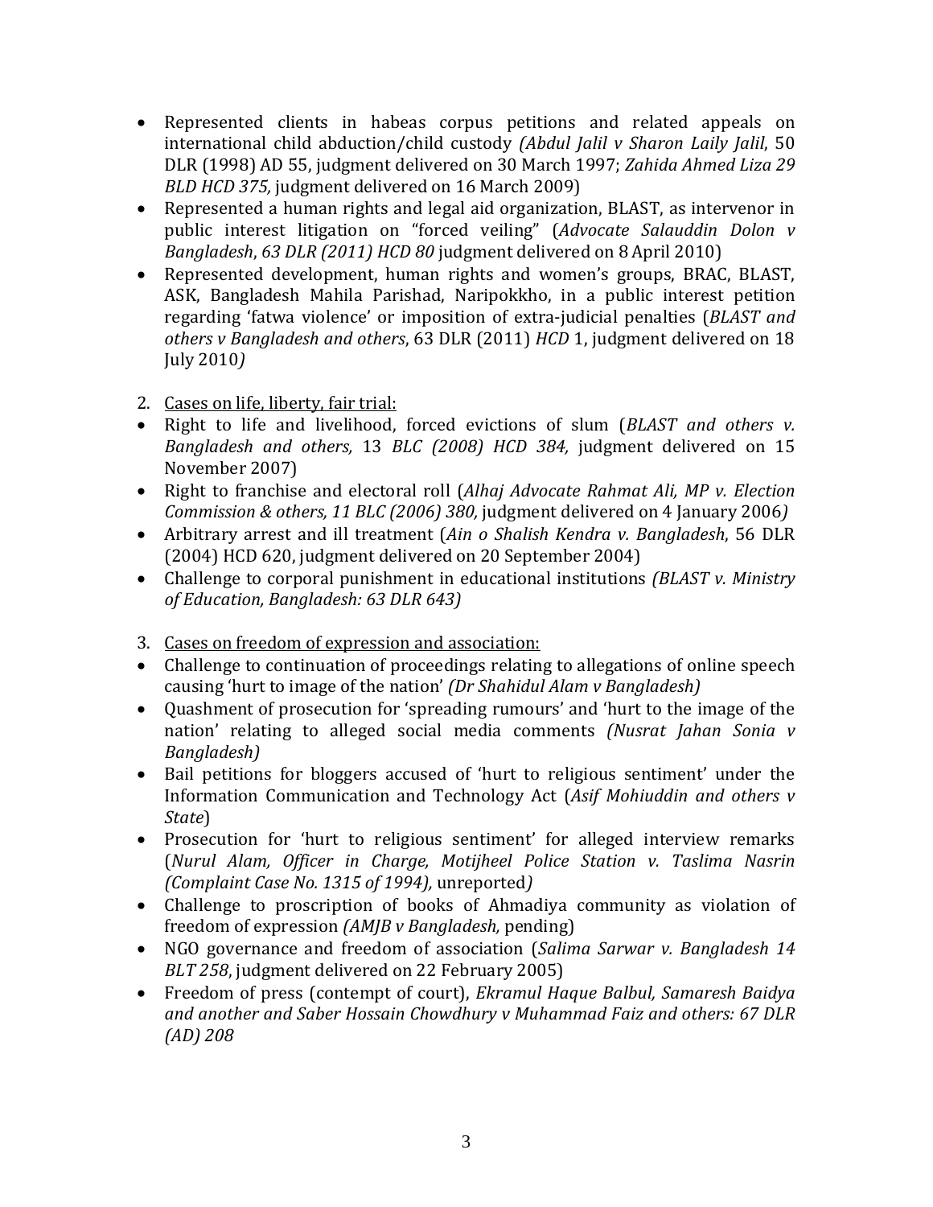- Represented clients in habeas corpus petitions and related appeals on international child abduction/child custody *(Abdul Jalil v Sharon Laily Jalil*, 50 DLR (1998) AD 55, judgment delivered on 30 March 1997; *Zahida Ahmed Liza 29 BLD HCD 375,* judgment delivered on 16 March 2009)
- Represented a human rights and legal aid organization, BLAST, as intervenor in public interest litigation on "forced veiling" (*Advocate Salauddin Dolon v Bangladesh*, *63 DLR (2011) HCD 80* judgment delivered on 8 April 2010)
- Represented development, human rights and women's groups, BRAC, BLAST, ASK, Bangladesh Mahila Parishad, Naripokkho, in a public interest petition regarding 'fatwa violence' or imposition of extra-judicial penalties (*BLAST and others v Bangladesh and others*, 63 DLR (2011) *HCD* 1, judgment delivered on 18 July 2010*)*

2. Cases on life, liberty, fair trial:

- Right to life and livelihood, forced evictions of slum (*BLAST and others v. Bangladesh and others,* 13 *BLC (2008) HCD 384,* judgment delivered on 15 November 2007)
- Right to franchise and electoral roll (*Alhaj Advocate Rahmat Ali, MP v. Election Commission & others, 11 BLC (2006) 380,* judgment delivered on 4 January 2006*)*
- Arbitrary arrest and ill treatment (*Ain o Shalish Kendra v. Bangladesh*, 56 DLR (2004) HCD 620, judgment delivered on 20 September 2004)
- Challenge to corporal punishment in educational institutions *(BLAST v. Ministry of Education, Bangladesh: 63 DLR 643)*

3. Cases on freedom of expression and association:

- Challenge to continuation of proceedings relating to allegations of online speech causing 'hurt to image of the nation' *(Dr Shahidul Alam v Bangladesh)*
- Quashment of prosecution for 'spreading rumours' and 'hurt to the image of the nation' relating to alleged social media comments *(Nusrat Jahan Sonia v Bangladesh)*
- Bail petitions for bloggers accused of 'hurt to religious sentiment' under the Information Communication and Technology Act (*Asif Mohiuddin and others v State*)
- Prosecution for 'hurt to religious sentiment' for alleged interview remarks (*Nurul Alam, Officer in Charge, Motijheel Police Station v. Taslima Nasrin (Complaint Case No. 1315 of 1994),* unreported*)*
- Challenge to proscription of books of Ahmadiya community as violation of freedom of expression *(AMJB v Bangladesh,* pending)
- NGO governance and freedom of association (*Salima Sarwar v. Bangladesh 14 BLT 258*, judgment delivered on 22 February 2005)
- Freedom of press (contempt of court), *Ekramul Haque Balbul, Samaresh Baidya and another and Saber Hossain Chowdhury v Muhammad Faiz and others: 67 DLR (AD) 208*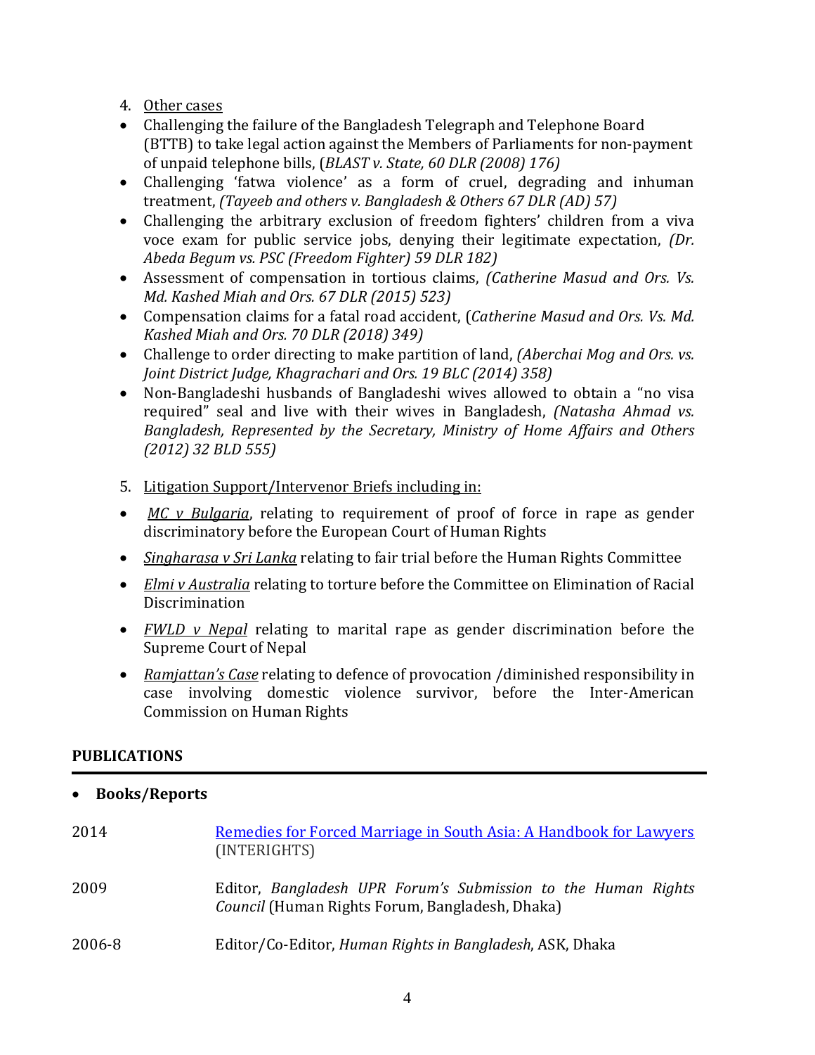4. <u>Other cases</u>

- Challenging the failure of the Bangladesh Telegraph and Telephone Board (BTTB) to take legal action against the Members of Parliaments for non-payment of unpaid telephone bills, (*BLAST v. State, 60 DLR (2008) 176)*
- Challenging 'fatwa violence' as a form of cruel, degrading and inhuman treatment, *(Tayeeb and others v. Bangladesh & Others 67 DLR (AD) 57)*
- Challenging the arbitrary exclusion of freedom fighters' children from a viva voce exam for public service jobs, denying their legitimate expectation, *(Dr. Abeda Begum vs. PSC (Freedom Fighter) 59 DLR 182)*
- Assessment of compensation in tortious claims, *(Catherine Masud and Ors. Vs. Md. Kashed Miah and Ors. 67 DLR (2015) 523)*
- Compensation claims for a fatal road accident, (*Catherine Masud and Ors. Vs. Md. Kashed Miah and Ors. 70 DLR (2018) 349)*
- Challenge to order directing to make partition of land, *(Aberchai Mog and Ors. vs. Joint District Judge, Khagrachari and Ors. 19 BLC (2014) 358)*
- Non-Bangladeshi husbands of Bangladeshi wives allowed to obtain a "no visa required" seal and live with their wives in Bangladesh, *(Natasha Ahmad vs. Bangladesh, Represented by the Secretary, Ministry of Home Affairs and Others (2012) 32 BLD 555)*

5. <u>Litigation Support/Intervenor Briefs including in:</u>

- *<u>MC v Bulgaria</u>*, relating to requirement of proof of force in rape as gender discriminatory before the European Court of Human Rights
- *<u>Singharasa v Sri Lanka</u>* relating to fair trial before the Human Rights Committee
- *<u>Elmi v Australia</u>* relating to torture before the Committee on Elimination of Racial Discrimination
- *<u>FWLD v Nepal</u>* relating to marital rape as gender discrimination before the Supreme Court of Nepal
- *<u>Ramjattan's Case</u>* relating to defence of provocation /diminished responsibility in case involving domestic violence survivor, before the Inter-American Commission on Human Rights

## PUBLICATIONS

- **Books/Reports**

| | |
|---|---|
| 2014 | <u>Remedies for Forced Marriage in South Asia: A Handbook for Lawyers</u> (INTERIGHTS) |
| 2009 | Editor, *Bangladesh UPR Forum's Submission to the Human Rights Council* (Human Rights Forum, Bangladesh, Dhaka) |
| 2006-8 | Editor/Co-Editor, *Human Rights in Bangladesh*, ASK, Dhaka |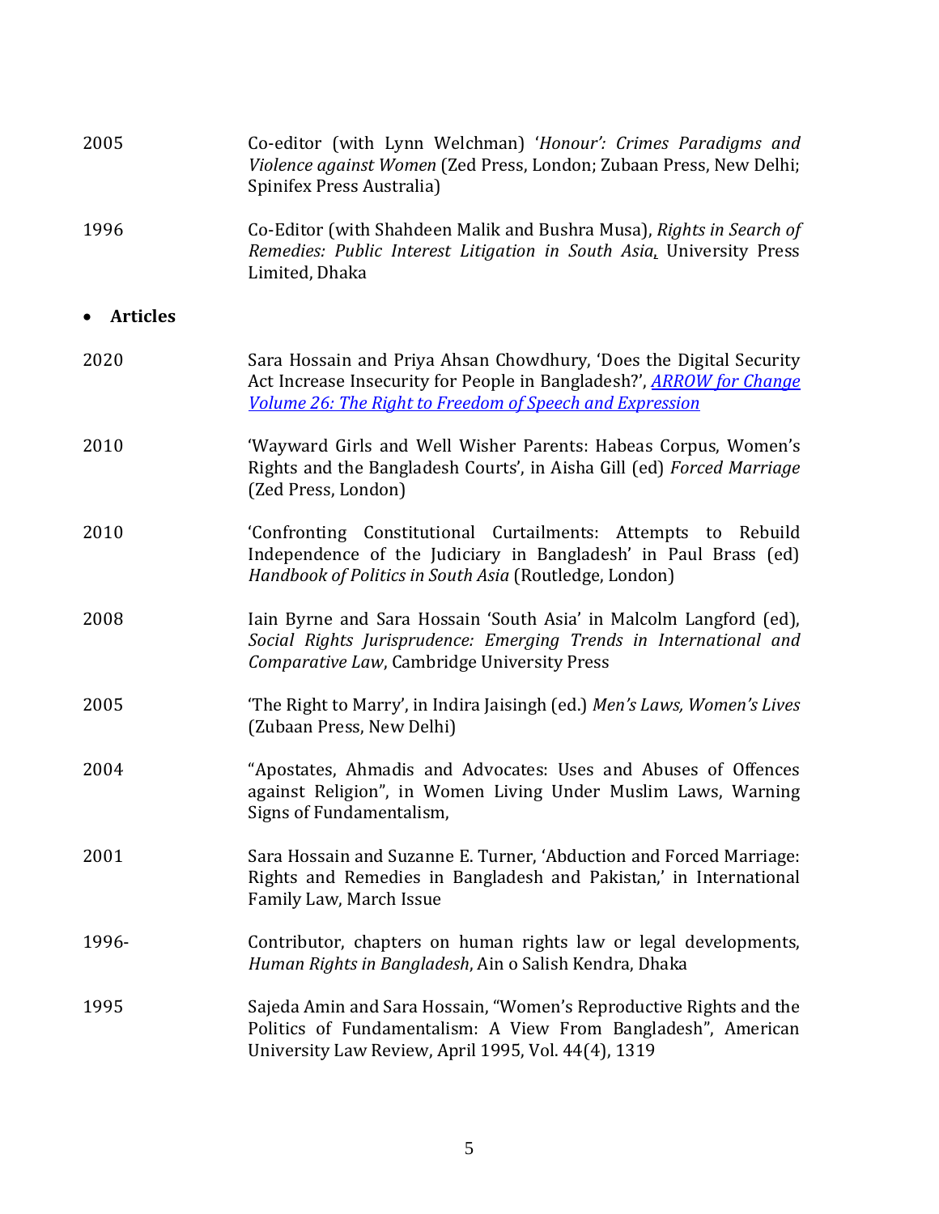2005 Co-editor (with Lynn Welchman) '*'Honour': Crimes Paradigms and Violence against Women* (Zed Press, London; Zubaan Press, New Delhi; Spinifex Press Australia)

1996 Co-Editor (with Shahdeen Malik and Bushra Musa), *Rights in Search of Remedies: Public Interest Litigation in South Asia*, University Press Limited, Dhaka

- **Articles**

2020 Sara Hossain and Priya Ahsan Chowdhury, 'Does the Digital Security Act Increase Insecurity for People in Bangladesh?', [*ARROW for Change Volume 26: The Right to Freedom of Speech and Expression*]()

2010 'Wayward Girls and Well Wisher Parents: Habeas Corpus, Women's Rights and the Bangladesh Courts', in Aisha Gill (ed) *Forced Marriage* (Zed Press, London)

2010 'Confronting Constitutional Curtailments: Attempts to Rebuild Independence of the Judiciary in Bangladesh' in Paul Brass (ed) *Handbook of Politics in South Asia* (Routledge, London)

2008 Iain Byrne and Sara Hossain 'South Asia' in Malcolm Langford (ed), *Social Rights Jurisprudence: Emerging Trends in International and Comparative Law*, Cambridge University Press

2005 'The Right to Marry', in Indira Jaisingh (ed.) *Men's Laws, Women's Lives* (Zubaan Press, New Delhi)

2004 "Apostates, Ahmadis and Advocates: Uses and Abuses of Offences against Religion", in Women Living Under Muslim Laws, Warning Signs of Fundamentalism,

2001 Sara Hossain and Suzanne E. Turner, 'Abduction and Forced Marriage: Rights and Remedies in Bangladesh and Pakistan,' in International Family Law, March Issue

1996- Contributor, chapters on human rights law or legal developments, *Human Rights in Bangladesh*, Ain o Salish Kendra, Dhaka

1995 Sajeda Amin and Sara Hossain, "Women's Reproductive Rights and the Politics of Fundamentalism: A View From Bangladesh", American University Law Review, April 1995, Vol. 44(4), 1319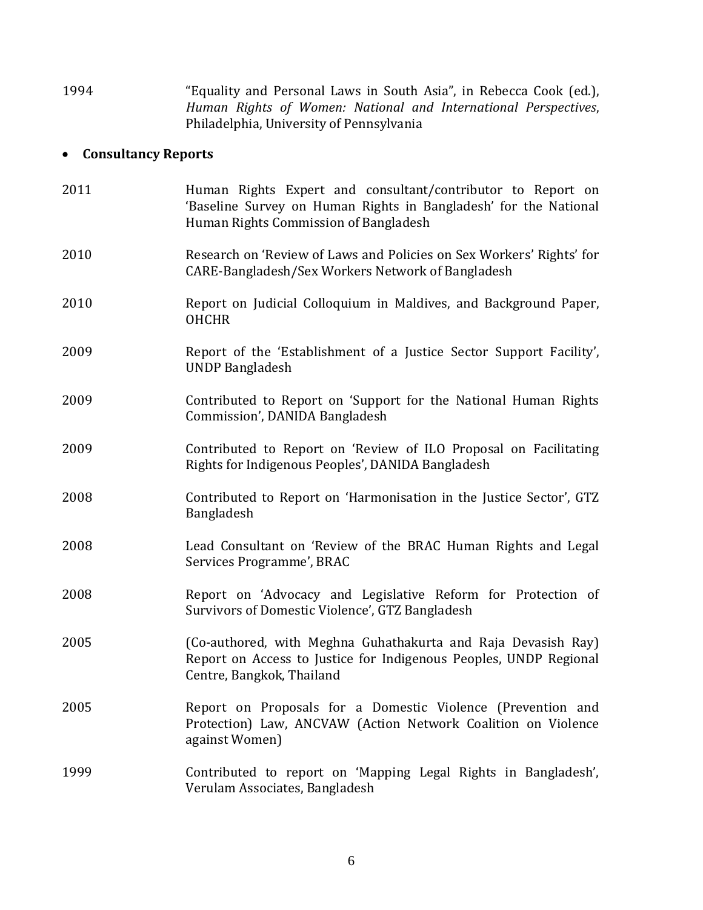1994 — "Equality and Personal Laws in South Asia", in Rebecca Cook (ed.), *Human Rights of Women: National and International Perspectives*, Philadelphia, University of Pennsylvania

- **Consultancy Reports**

2011 — Human Rights Expert and consultant/contributor to Report on 'Baseline Survey on Human Rights in Bangladesh' for the National Human Rights Commission of Bangladesh

2010 — Research on 'Review of Laws and Policies on Sex Workers' Rights' for CARE-Bangladesh/Sex Workers Network of Bangladesh

2010 — Report on Judicial Colloquium in Maldives, and Background Paper, OHCHR

2009 — Report of the 'Establishment of a Justice Sector Support Facility', UNDP Bangladesh

2009 — Contributed to Report on 'Support for the National Human Rights Commission', DANIDA Bangladesh

2009 — Contributed to Report on 'Review of ILO Proposal on Facilitating Rights for Indigenous Peoples', DANIDA Bangladesh

2008 — Contributed to Report on 'Harmonisation in the Justice Sector', GTZ Bangladesh

2008 — Lead Consultant on 'Review of the BRAC Human Rights and Legal Services Programme', BRAC

2008 — Report on 'Advocacy and Legislative Reform for Protection of Survivors of Domestic Violence', GTZ Bangladesh

2005 — (Co-authored, with Meghna Guhathakurta and Raja Devasish Ray) Report on Access to Justice for Indigenous Peoples, UNDP Regional Centre, Bangkok, Thailand

2005 — Report on Proposals for a Domestic Violence (Prevention and Protection) Law, ANCVAW (Action Network Coalition on Violence against Women)

1999 — Contributed to report on 'Mapping Legal Rights in Bangladesh', Verulam Associates, Bangladesh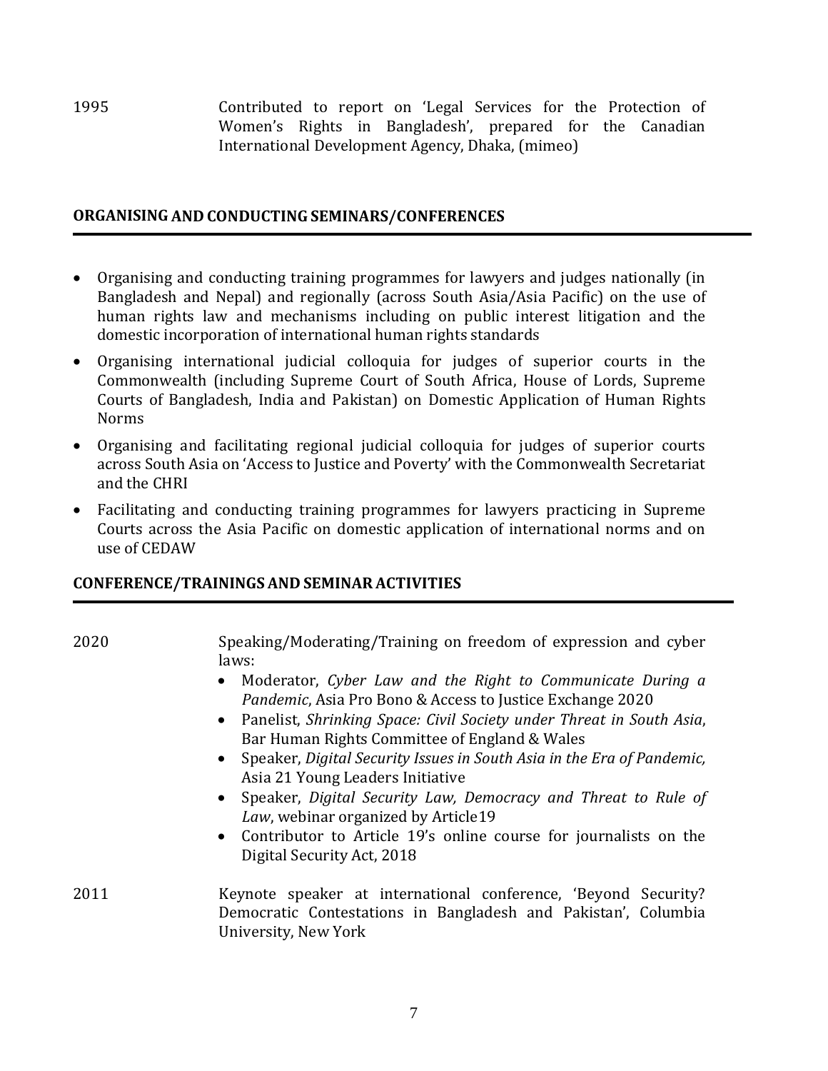1995 Contributed to report on 'Legal Services for the Protection of Women's Rights in Bangladesh', prepared for the Canadian International Development Agency, Dhaka, (mimeo)

## ORGANISING AND CONDUCTING SEMINARS/CONFERENCES

- Organising and conducting training programmes for lawyers and judges nationally (in Bangladesh and Nepal) and regionally (across South Asia/Asia Pacific) on the use of human rights law and mechanisms including on public interest litigation and the domestic incorporation of international human rights standards
- Organising international judicial colloquia for judges of superior courts in the Commonwealth (including Supreme Court of South Africa, House of Lords, Supreme Courts of Bangladesh, India and Pakistan) on Domestic Application of Human Rights Norms
- Organising and facilitating regional judicial colloquia for judges of superior courts across South Asia on 'Access to Justice and Poverty' with the Commonwealth Secretariat and the CHRI
- Facilitating and conducting training programmes for lawyers practicing in Supreme Courts across the Asia Pacific on domestic application of international norms and on use of CEDAW

## CONFERENCE/TRAININGS AND SEMINAR ACTIVITIES

2020 Speaking/Moderating/Training on freedom of expression and cyber laws:

- Moderator, *Cyber Law and the Right to Communicate During a Pandemic*, Asia Pro Bono & Access to Justice Exchange 2020
- Panelist, *Shrinking Space: Civil Society under Threat in South Asia*, Bar Human Rights Committee of England & Wales
- Speaker, *Digital Security Issues in South Asia in the Era of Pandemic,* Asia 21 Young Leaders Initiative
- Speaker, *Digital Security Law, Democracy and Threat to Rule of Law*, webinar organized by Article19
- Contributor to Article 19's online course for journalists on the Digital Security Act, 2018

2011 Keynote speaker at international conference, 'Beyond Security? Democratic Contestations in Bangladesh and Pakistan', Columbia University, New York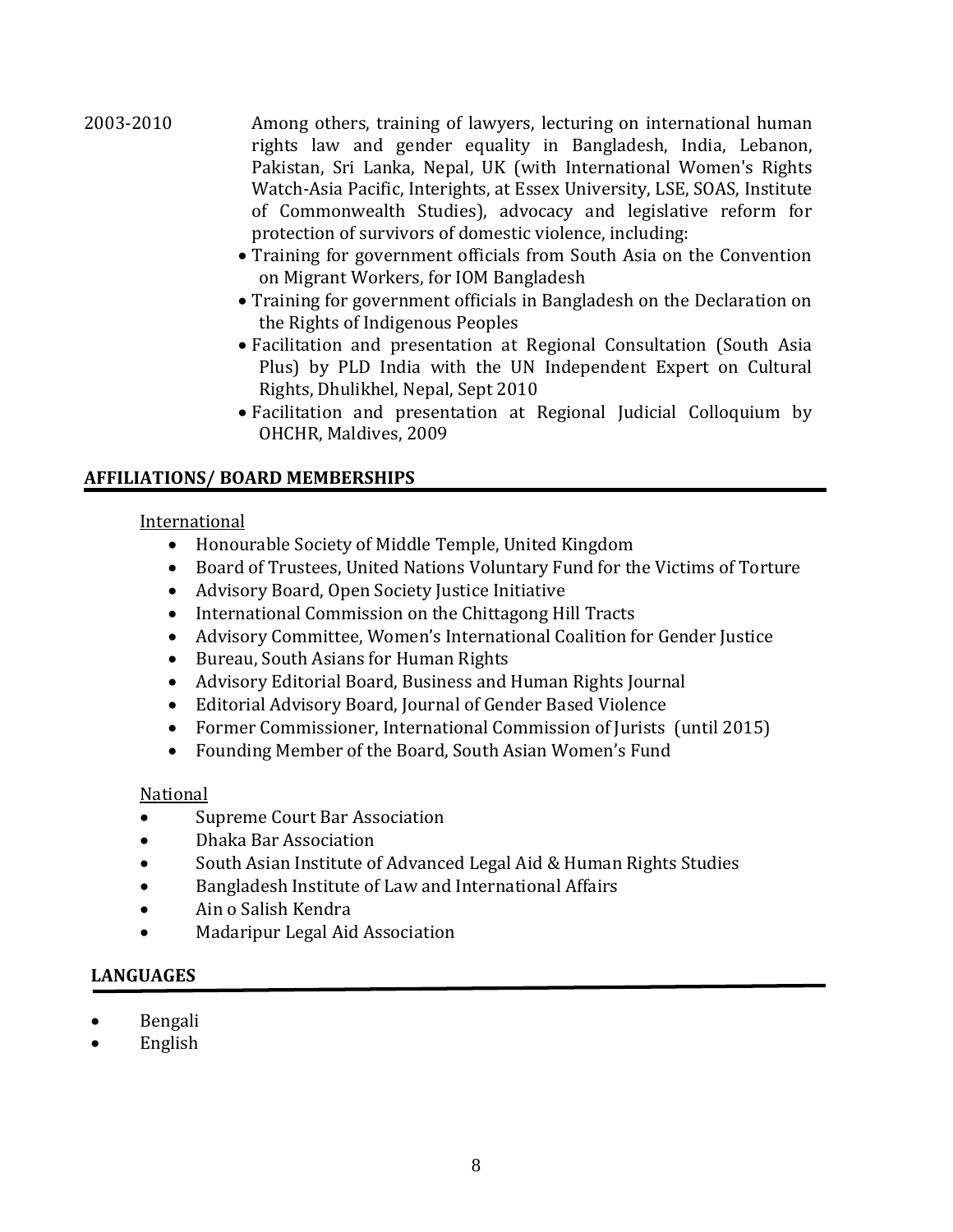2003-2010 Among others, training of lawyers, lecturing on international human rights law and gender equality in Bangladesh, India, Lebanon, Pakistan, Sri Lanka, Nepal, UK (with International Women's Rights Watch-Asia Pacific, Interights, at Essex University, LSE, SOAS, Institute of Commonwealth Studies), advocacy and legislative reform for protection of survivors of domestic violence, including:

- Training for government officials from South Asia on the Convention on Migrant Workers, for IOM Bangladesh
- Training for government officials in Bangladesh on the Declaration on the Rights of Indigenous Peoples
- Facilitation and presentation at Regional Consultation (South Asia Plus) by PLD India with the UN Independent Expert on Cultural Rights, Dhulikhel, Nepal, Sept 2010
- Facilitation and presentation at Regional Judicial Colloquium by OHCHR, Maldives, 2009

## AFFILIATIONS/ BOARD MEMBERSHIPS

International

- Honourable Society of Middle Temple, United Kingdom
- Board of Trustees, United Nations Voluntary Fund for the Victims of Torture
- Advisory Board, Open Society Justice Initiative
- International Commission on the Chittagong Hill Tracts
- Advisory Committee, Women's International Coalition for Gender Justice
- Bureau, South Asians for Human Rights
- Advisory Editorial Board, Business and Human Rights Journal
- Editorial Advisory Board, Journal of Gender Based Violence
- Former Commissioner, International Commission of Jurists (until 2015)
- Founding Member of the Board, South Asian Women's Fund

National

- Supreme Court Bar Association
- Dhaka Bar Association
- South Asian Institute of Advanced Legal Aid & Human Rights Studies
- Bangladesh Institute of Law and International Affairs
- Ain o Salish Kendra
- Madaripur Legal Aid Association

## LANGUAGES

- Bengali
- English